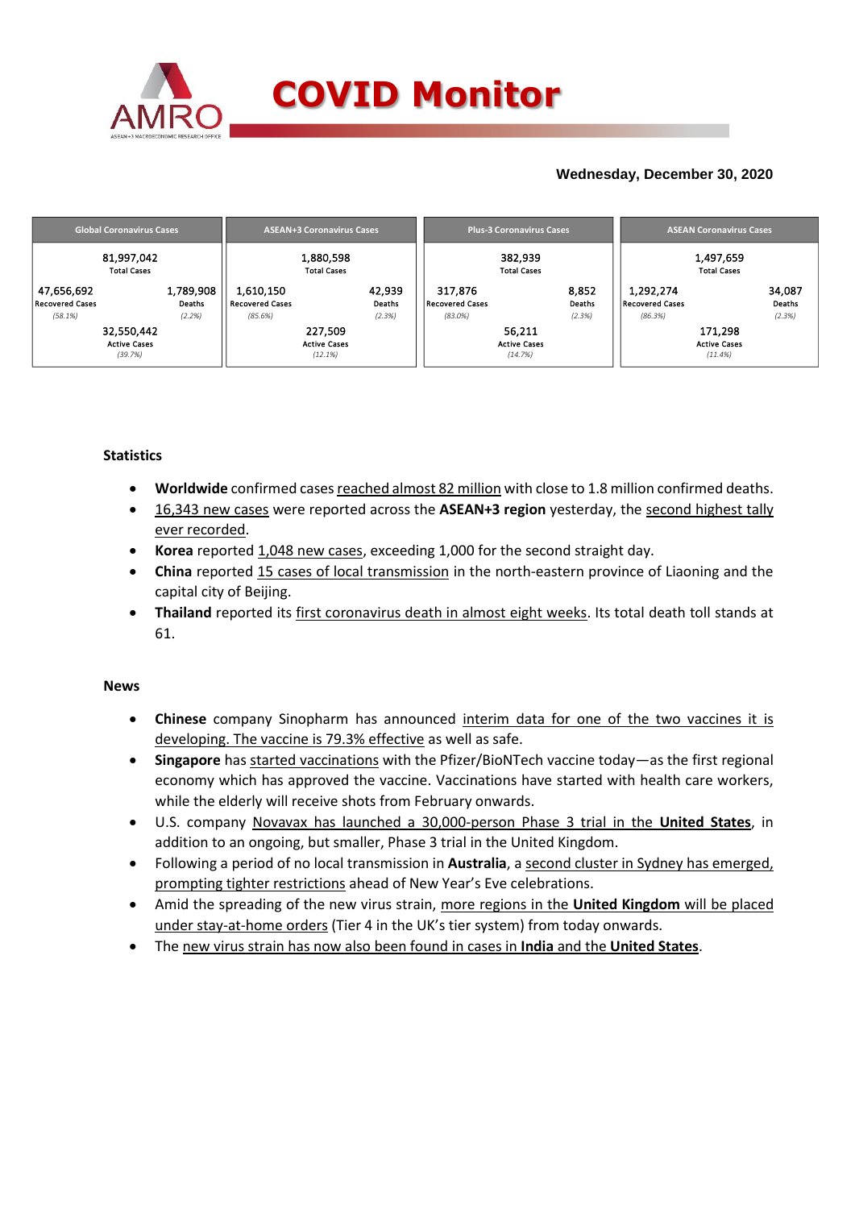# COVID Monitor

**Wednesday, December 30, 2020**

| Global Coronavirus Cases | | ASEAN+3 Coronavirus Cases | | Plus-3 Coronavirus Cases | | ASEAN Coronavirus Cases | |
|---|---|---|---|---|---|---|---|
| 81,997,042 Total Cases | | 1,880,598 Total Cases | | 382,939 Total Cases | | 1,497,659 Total Cases | |
| 47,656,692 Recovered Cases (58.1%) | 1,789,908 Deaths (2.2%) | 1,610,150 Recovered Cases (85.6%) | 42,939 Deaths (2.3%) | 317,876 Recovered Cases (83.0%) | 8,852 Deaths (2.3%) | 1,292,274 Recovered Cases (86.3%) | 34,087 Deaths (2.3%) |
| 32,550,442 Active Cases (39.7%) | | 227,509 Active Cases (12.1%) | | 56,211 Active Cases (14.7%) | | 171,298 Active Cases (11.4%) | |

## Statistics

- **Worldwide** confirmed cases reached almost 82 million with close to 1.8 million confirmed deaths.
- 16,343 new cases were reported across the **ASEAN+3 region** yesterday, the second highest tally ever recorded.
- **Korea** reported 1,048 new cases, exceeding 1,000 for the second straight day.
- **China** reported 15 cases of local transmission in the north-eastern province of Liaoning and the capital city of Beijing.
- **Thailand** reported its first coronavirus death in almost eight weeks. Its total death toll stands at 61.

## News

- **Chinese** company Sinopharm has announced interim data for one of the two vaccines it is developing. The vaccine is 79.3% effective as well as safe.
- **Singapore** has started vaccinations with the Pfizer/BioNTech vaccine today—as the first regional economy which has approved the vaccine. Vaccinations have started with health care workers, while the elderly will receive shots from February onwards.
- U.S. company Novavax has launched a 30,000-person Phase 3 trial in the **United States**, in addition to an ongoing, but smaller, Phase 3 trial in the United Kingdom.
- Following a period of no local transmission in **Australia**, a second cluster in Sydney has emerged, prompting tighter restrictions ahead of New Year's Eve celebrations.
- Amid the spreading of the new virus strain, more regions in the **United Kingdom** will be placed under stay-at-home orders (Tier 4 in the UK's tier system) from today onwards.
- The new virus strain has now also been found in cases in **India** and the **United States**.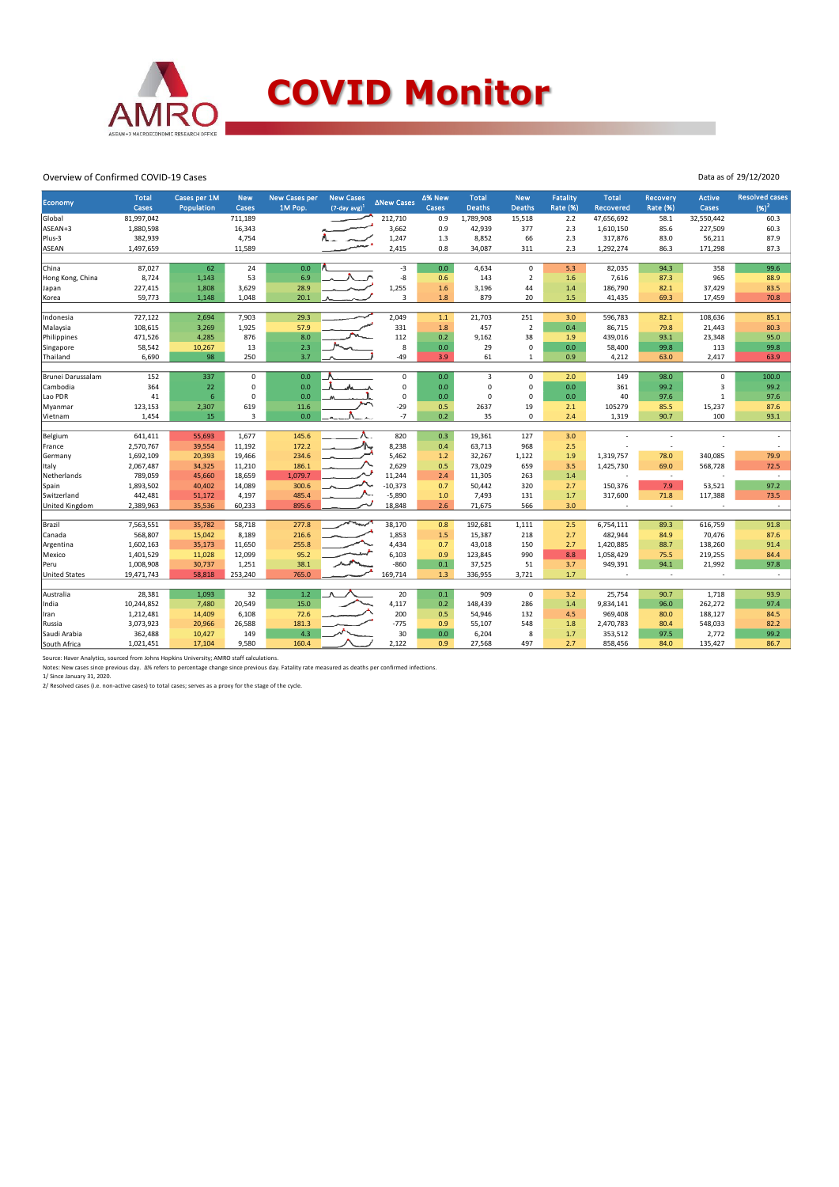# COVID Monitor

Overview of Confirmed COVID-19 Cases

Data as of 29/12/2020

| Economy | Total Cases | Cases per 1M Population | New Cases | New Cases per 1M Pop. | New Cases (7-day avg)[1] | ΔNew Cases | Δ% New Cases | Total Deaths | New Deaths | Fatality Rate (%) | Total Recovered | Recovery Rate (%) | Active Cases | Resolved cases (%)[2] |
|---|---|---|---|---|---|---|---|---|---|---|---|---|---|---|
| Global | 81,997,042 | | 711,189 | | | 212,710 | 0.9 | 1,789,908 | 15,518 | 2.2 | 47,656,692 | 58.1 | 32,550,442 | 60.3 |
| ASEAN+3 | 1,880,598 | | 16,343 | | | 3,662 | 0.9 | 42,939 | 377 | 2.3 | 1,610,150 | 85.6 | 227,509 | 60.3 |
| Plus-3 | 382,939 | | 4,754 | | | 1,247 | 1.3 | 8,852 | 66 | 2.3 | 317,876 | 83.0 | 56,211 | 87.9 |
| ASEAN | 1,497,659 | | 11,589 | | | 2,415 | 0.8 | 34,087 | 311 | 2.3 | 1,292,274 | 86.3 | 171,298 | 87.3 |
| | | | | | | | | | | | | | | |
| China | 87,027 | 62 | 24 | 0.0 | | -3 | 0.0 | 4,634 | 0 | 5.3 | 82,035 | 94.3 | 358 | 99.6 |
| Hong Kong, China | 8,724 | 1,143 | 53 | 6.9 | | -8 | 0.6 | 143 | 2 | 1.6 | 7,616 | 87.3 | 965 | 88.9 |
| Japan | 227,415 | 1,808 | 3,629 | 28.9 | | 1,255 | 1.6 | 3,196 | 44 | 1.4 | 186,790 | 82.1 | 37,429 | 83.5 |
| Korea | 59,773 | 1,148 | 1,048 | 20.1 | | 3 | 1.8 | 879 | 20 | 1.5 | 41,435 | 69.3 | 17,459 | 70.8 |
| | | | | | | | | | | | | | | |
| Indonesia | 727,122 | 2,694 | 7,903 | 29.3 | | 2,049 | 1.1 | 21,703 | 251 | 3.0 | 596,783 | 82.1 | 108,636 | 85.1 |
| Malaysia | 108,615 | 3,269 | 1,925 | 57.9 | | 331 | 1.8 | 457 | 2 | 0.4 | 86,715 | 79.8 | 21,443 | 80.3 |
| Philippines | 471,526 | 4,285 | 876 | 8.0 | | 112 | 0.2 | 9,162 | 38 | 1.9 | 439,016 | 93.1 | 23,348 | 95.0 |
| Singapore | 58,542 | 10,267 | 13 | 2.3 | | 8 | 0.0 | 29 | 0 | 0.0 | 58,400 | 99.8 | 113 | 99.8 |
| Thailand | 6,690 | 98 | 250 | 3.7 | | -49 | 3.9 | 61 | 1 | 0.9 | 4,212 | 63.0 | 2,417 | 63.9 |
| | | | | | | | | | | | | | | |
| Brunei Darussalam | 152 | 337 | 0 | 0.0 | | 0 | 0.0 | 3 | 0 | 2.0 | 149 | 98.0 | 0 | 100.0 |
| Cambodia | 364 | 22 | 0 | 0.0 | | 0 | 0.0 | 0 | 0 | 0.0 | 361 | 99.2 | 3 | 99.2 |
| Lao PDR | 41 | 6 | 0 | 0.0 | | 0 | 0.0 | 0 | 0 | 0.0 | 40 | 97.6 | 1 | 97.6 |
| Myanmar | 123,153 | 2,307 | 619 | 11.6 | | -29 | 0.5 | 2637 | 19 | 2.1 | 105279 | 85.5 | 15,237 | 87.6 |
| Vietnam | 1,454 | 15 | 3 | 0.0 | | -7 | 0.2 | 35 | 0 | 2.4 | 1,319 | 90.7 | 100 | 93.1 |
| | | | | | | | | | | | | | | |
| Belgium | 641,411 | 55,693 | 1,677 | 145.6 | | 820 | 0.3 | 19,361 | 127 | 3.0 | - | - | - | - |
| France | 2,570,767 | 39,554 | 11,192 | 172.2 | | 8,238 | 0.4 | 63,713 | 968 | 2.5 | - | - | - | - |
| Germany | 1,692,109 | 20,393 | 19,466 | 234.6 | | 5,462 | 1.2 | 32,267 | 1,122 | 1.9 | 1,319,757 | 78.0 | 340,085 | 79.9 |
| Italy | 2,067,487 | 34,325 | 11,210 | 186.1 | | 2,629 | 0.5 | 73,029 | 659 | 3.5 | 1,425,730 | 69.0 | 568,728 | 72.5 |
| Netherlands | 789,059 | 45,660 | 18,659 | 1,079.7 | | 11,244 | 2.4 | 11,305 | 263 | 1.4 | - | - | - | - |
| Spain | 1,893,502 | 40,402 | 14,089 | 300.6 | | -10,373 | 0.7 | 50,442 | 320 | 2.7 | 150,376 | 7.9 | 53,521 | 97.2 |
| Switzerland | 442,481 | 51,172 | 4,197 | 485.4 | | -5,890 | 1.0 | 7,493 | 131 | 1.7 | 317,600 | 71.8 | 117,388 | 73.5 |
| United Kingdom | 2,389,963 | 35,536 | 60,233 | 895.6 | | 18,848 | 2.6 | 71,675 | 566 | 3.0 | - | - | - | - |
| | | | | | | | | | | | | | | |
| Brazil | 7,563,551 | 35,782 | 58,718 | 277.8 | | 38,170 | 0.8 | 192,681 | 1,111 | 2.5 | 6,754,111 | 89.3 | 616,759 | 91.8 |
| Canada | 568,807 | 15,042 | 8,189 | 216.6 | | 1,853 | 1.5 | 15,387 | 218 | 2.7 | 482,944 | 84.9 | 70,476 | 87.6 |
| Argentina | 1,602,163 | 35,173 | 11,650 | 255.8 | | 4,434 | 0.7 | 43,018 | 150 | 2.7 | 1,420,885 | 88.7 | 138,260 | 91.4 |
| Mexico | 1,401,529 | 11,028 | 12,099 | 95.2 | | 6,103 | 0.9 | 123,845 | 990 | 8.8 | 1,058,429 | 75.5 | 219,255 | 84.4 |
| Peru | 1,008,908 | 30,737 | 1,251 | 38.1 | | -860 | 0.1 | 37,525 | 51 | 3.7 | 949,391 | 94.1 | 21,992 | 97.8 |
| United States | 19,471,743 | 58,818 | 253,240 | 765.0 | | 169,714 | 1.3 | 336,955 | 3,721 | 1.7 | - | - | - | - |
| | | | | | | | | | | | | | | |
| Australia | 28,381 | 1,093 | 32 | 1.2 | | 20 | 0.1 | 909 | 0 | 3.2 | 25,754 | 90.7 | 1,718 | 93.9 |
| India | 10,244,852 | 7,480 | 20,549 | 15.0 | | 4,117 | 0.2 | 148,439 | 286 | 1.4 | 9,834,141 | 96.0 | 262,272 | 97.4 |
| Iran | 1,212,481 | 14,409 | 6,108 | 72.6 | | 200 | 0.5 | 54,946 | 132 | 4.5 | 969,408 | 80.0 | 188,127 | 84.5 |
| Russia | 3,073,923 | 20,966 | 26,588 | 181.3 | | -775 | 0.9 | 55,107 | 548 | 1.8 | 2,470,783 | 80.4 | 548,033 | 82.2 |
| Saudi Arabia | 362,488 | 10,427 | 149 | 4.3 | | 30 | 0.0 | 6,204 | 8 | 1.7 | 353,512 | 97.5 | 2,772 | 99.2 |
| South Africa | 1,021,451 | 17,104 | 9,580 | 160.4 | | 2,122 | 0.9 | 27,568 | 497 | 2.7 | 858,456 | 84.0 | 135,427 | 86.7 |

Source: Haver Analytics, sourced from Johns Hopkins University; AMRO staff calculations.

Notes: New cases since previous day. Δ% refers to percentage change since previous day. Fatality rate measured as deaths per confirmed infections.

1/ Since January 31, 2020.

2/ Resolved cases (i.e. non-active cases) to total cases; serves as a proxy for the stage of the cycle.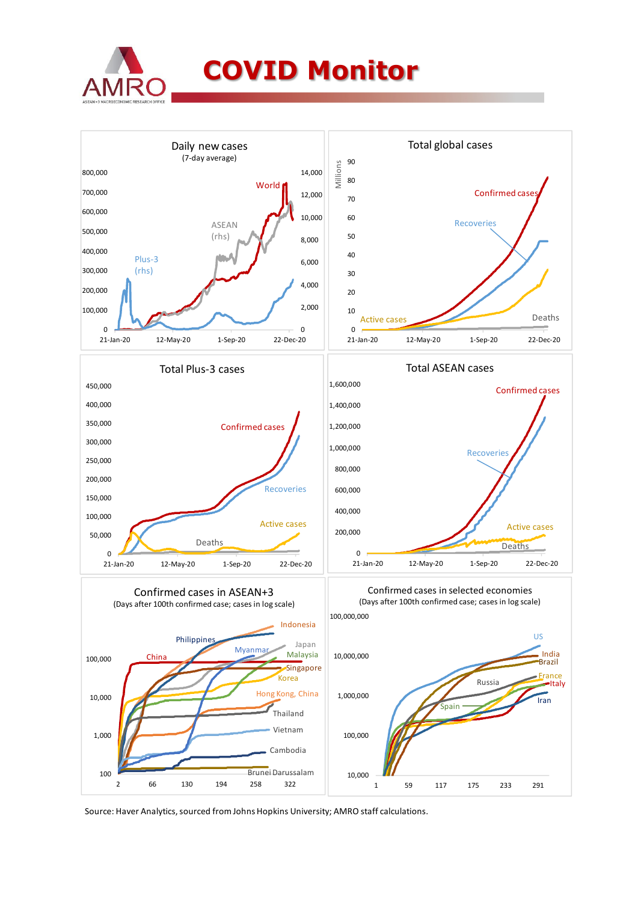# COVID Monitor

## Daily new cases
(7-day average)

800,000
700,000
600,000
500,000
400,000
300,000
200,000
100,000
0

14,000
12,000
10,000
8,000
6,000
4,000
2,000
0

World
ASEAN (rhs)
Plus-3 (rhs)

21-Jan-20 12-May-20 1-Sep-20 22-Dec-20

## Total global cases

Millions

90
80
70
60
50
40
30
20
10
0

Confirmed cases
Recoveries
Active cases
Deaths

21-Jan-20 12-May-20 1-Sep-20 22-Dec-20

## Total Plus-3 cases

450,000
400,000
350,000
300,000
250,000
200,000
150,000
100,000
50,000
0

Confirmed cases
Recoveries
Active cases
Deaths

21-Jan-20 12-May-20 1-Sep-20 22-Dec-20

## Total ASEAN cases

1,600,000
1,400,000
1,200,000
1,000,000
800,000
600,000
400,000
200,000
0

Confirmed cases
Recoveries
Active cases
Deaths

21-Jan-20 12-May-20 1-Sep-20 22-Dec-20

## Confirmed cases in ASEAN+3
(Days after 100th confirmed case; cases in log scale)

100,000
10,000
1,000
100

Indonesia
Philippines
Japan
Myanmar
Malaysia
China
Singapore
Korea
Hong Kong, China
Thailand
Vietnam
Cambodia
Brunei Darussalam

2 66 130 194 258 322

## Confirmed cases in selected economies
(Days after 100th confirmed case; cases in log scale)

100,000,000
10,000,000
1,000,000
100,000
10,000

US
India
Brazil
France
Italy
Russia
Iran
Spain

1 59 117 175 233 291

Source: Haver Analytics, sourced from Johns Hopkins University; AMRO staff calculations.